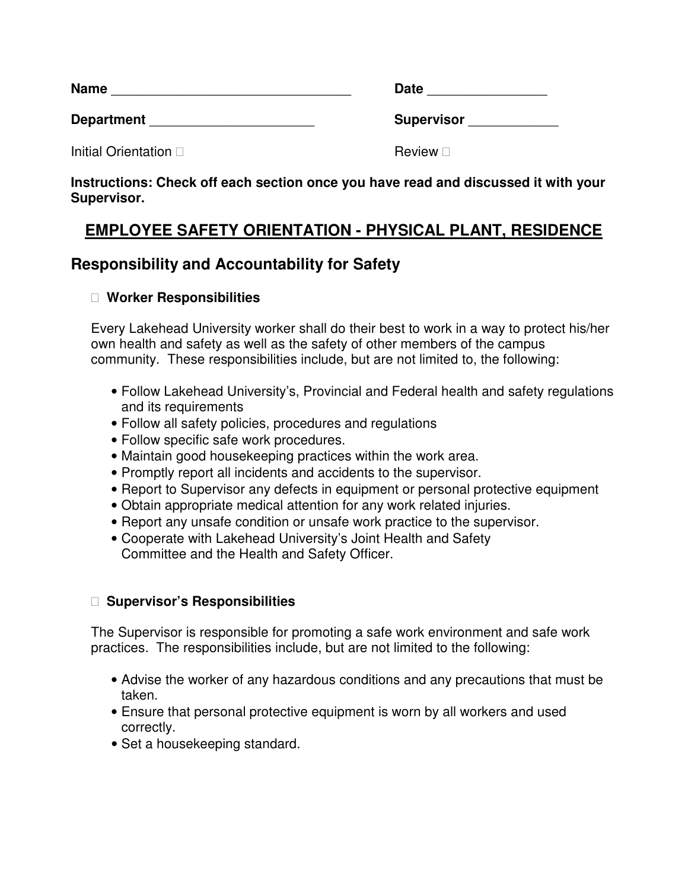**Name** ________________________________ **Date** ________________

**Department** ______________________ **Supervisor** ____________

Initial Orientation ☐ Review ☐

**Instructions: Check off each section once you have read and discussed it with your Supervisor.**

# EMPLOYEE SAFETY ORIENTATION - PHYSICAL PLANT, RESIDENCE

## Responsibility and Accountability for Safety

☐ **Worker Responsibilities**

Every Lakehead University worker shall do their best to work in a way to protect his/her own health and safety as well as the safety of other members of the campus community. These responsibilities include, but are not limited to, the following:

- Follow Lakehead University's, Provincial and Federal health and safety regulations and its requirements
- Follow all safety policies, procedures and regulations
- Follow specific safe work procedures.
- Maintain good housekeeping practices within the work area.
- Promptly report all incidents and accidents to the supervisor.
- Report to Supervisor any defects in equipment or personal protective equipment
- Obtain appropriate medical attention for any work related injuries.
- Report any unsafe condition or unsafe work practice to the supervisor.
- Cooperate with Lakehead University's Joint Health and Safety Committee and the Health and Safety Officer.

☐ **Supervisor's Responsibilities**

The Supervisor is responsible for promoting a safe work environment and safe work practices. The responsibilities include, but are not limited to the following:

- Advise the worker of any hazardous conditions and any precautions that must be taken.
- Ensure that personal protective equipment is worn by all workers and used correctly.
- Set a housekeeping standard.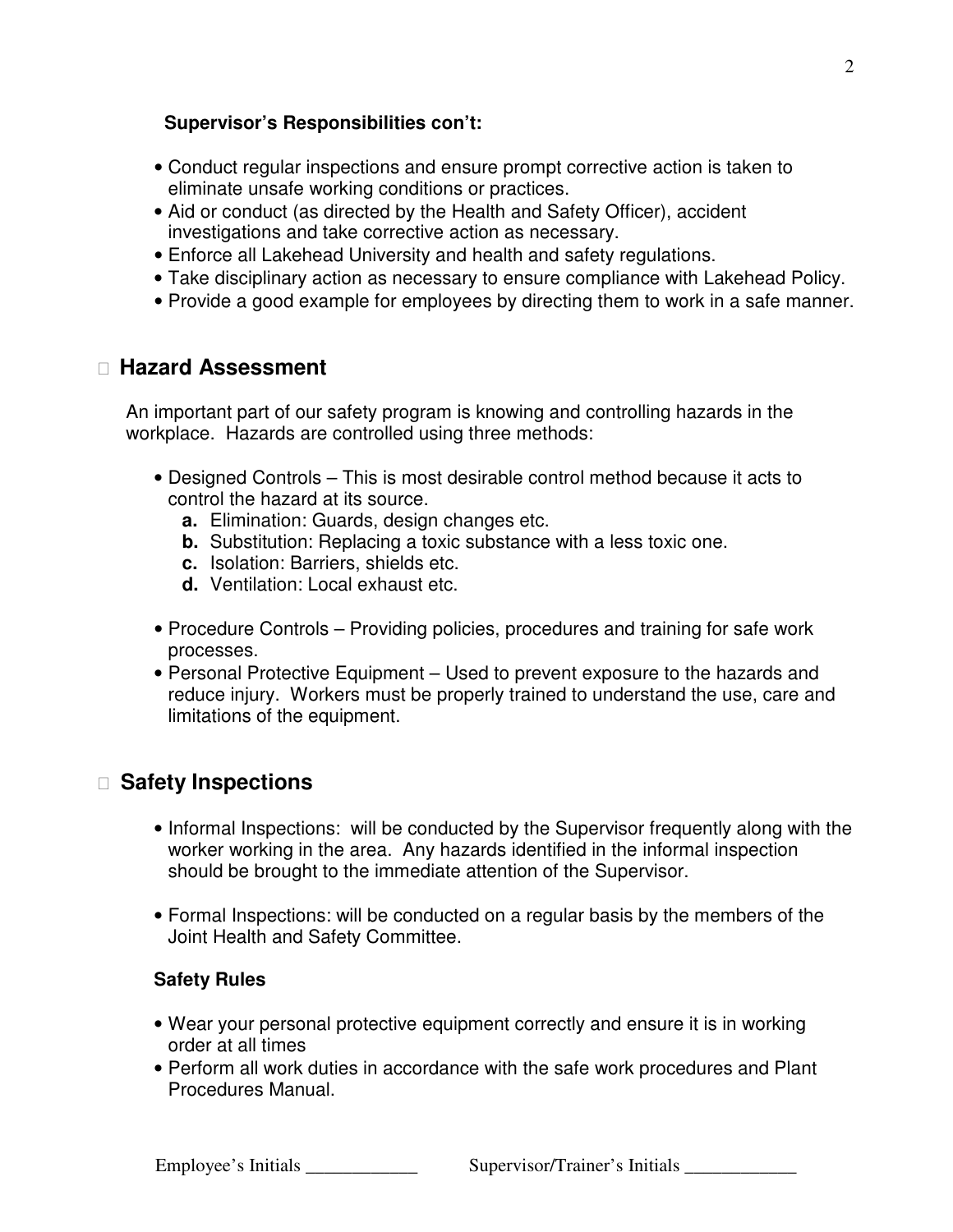**Supervisor's Responsibilities con't:**

- Conduct regular inspections and ensure prompt corrective action is taken to eliminate unsafe working conditions or practices.
- Aid or conduct (as directed by the Health and Safety Officer), accident investigations and take corrective action as necessary.
- Enforce all Lakehead University and health and safety regulations.
- Take disciplinary action as necessary to ensure compliance with Lakehead Policy.
- Provide a good example for employees by directing them to work in a safe manner.

## Hazard Assessment

An important part of our safety program is knowing and controlling hazards in the workplace. Hazards are controlled using three methods:

- Designed Controls – This is most desirable control method because it acts to control the hazard at its source.
  - **a.** Elimination: Guards, design changes etc.
  - **b.** Substitution: Replacing a toxic substance with a less toxic one.
  - **c.** Isolation: Barriers, shields etc.
  - **d.** Ventilation: Local exhaust etc.

- Procedure Controls – Providing policies, procedures and training for safe work processes.
- Personal Protective Equipment – Used to prevent exposure to the hazards and reduce injury. Workers must be properly trained to understand the use, care and limitations of the equipment.

## Safety Inspections

- Informal Inspections: will be conducted by the Supervisor frequently along with the worker working in the area. Any hazards identified in the informal inspection should be brought to the immediate attention of the Supervisor.

- Formal Inspections: will be conducted on a regular basis by the members of the Joint Health and Safety Committee.

**Safety Rules**

- Wear your personal protective equipment correctly and ensure it is in working order at all times
- Perform all work duties in accordance with the safe work procedures and Plant Procedures Manual.

Employee's Initials ____________ Supervisor/Trainer's Initials ____________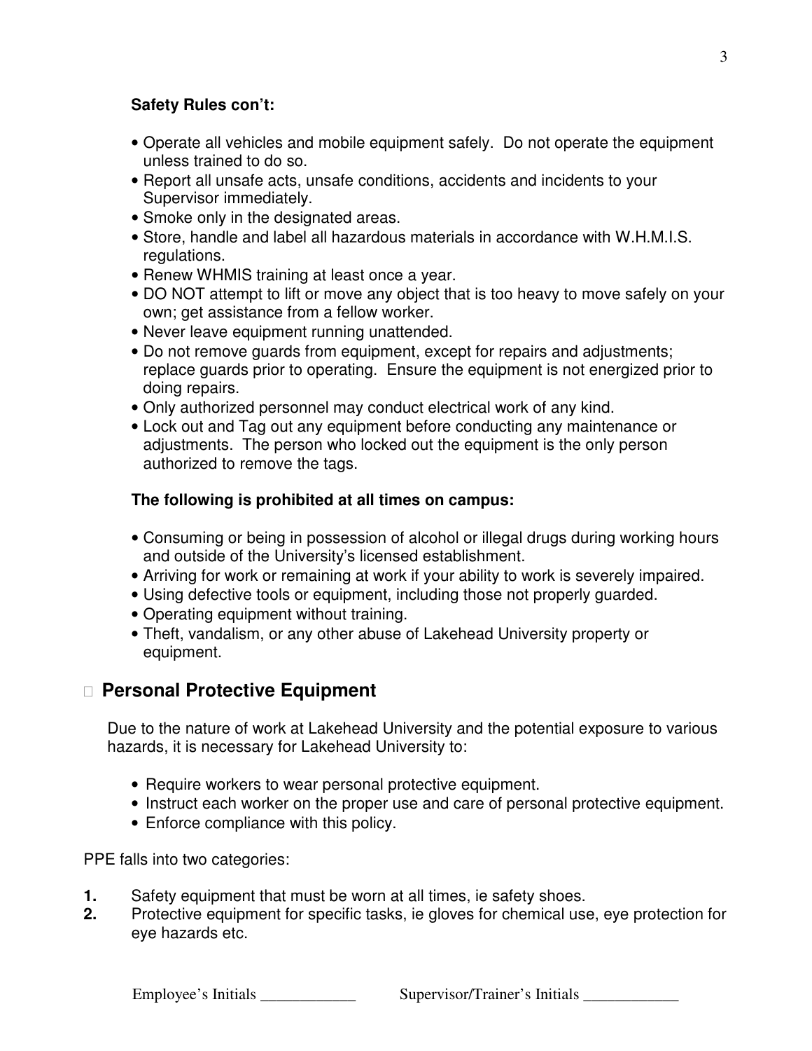**Safety Rules con't:**

- Operate all vehicles and mobile equipment safely. Do not operate the equipment unless trained to do so.
- Report all unsafe acts, unsafe conditions, accidents and incidents to your Supervisor immediately.
- Smoke only in the designated areas.
- Store, handle and label all hazardous materials in accordance with W.H.M.I.S. regulations.
- Renew WHMIS training at least once a year.
- DO NOT attempt to lift or move any object that is too heavy to move safely on your own; get assistance from a fellow worker.
- Never leave equipment running unattended.
- Do not remove guards from equipment, except for repairs and adjustments; replace guards prior to operating. Ensure the equipment is not energized prior to doing repairs.
- Only authorized personnel may conduct electrical work of any kind.
- Lock out and Tag out any equipment before conducting any maintenance or adjustments. The person who locked out the equipment is the only person authorized to remove the tags.

**The following is prohibited at all times on campus:**

- Consuming or being in possession of alcohol or illegal drugs during working hours and outside of the University's licensed establishment.
- Arriving for work or remaining at work if your ability to work is severely impaired.
- Using defective tools or equipment, including those not properly guarded.
- Operating equipment without training.
- Theft, vandalism, or any other abuse of Lakehead University property or equipment.

## Personal Protective Equipment

Due to the nature of work at Lakehead University and the potential exposure to various hazards, it is necessary for Lakehead University to:

- Require workers to wear personal protective equipment.
- Instruct each worker on the proper use and care of personal protective equipment.
- Enforce compliance with this policy.

PPE falls into two categories:

1. Safety equipment that must be worn at all times, ie safety shoes.
2. Protective equipment for specific tasks, ie gloves for chemical use, eye protection for eye hazards etc.

Employee's Initials ____________ Supervisor/Trainer's Initials ____________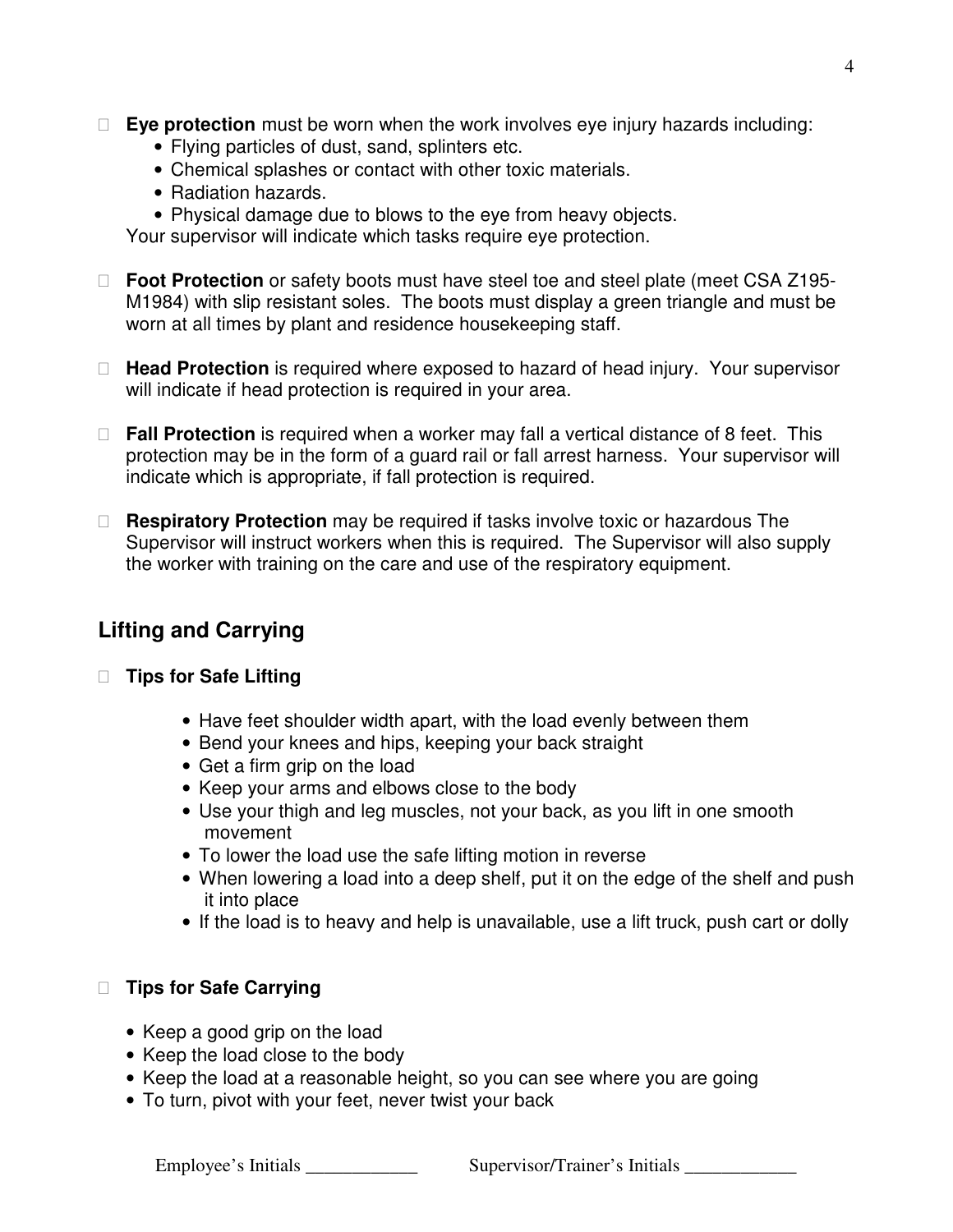- **Eye protection** must be worn when the work involves eye injury hazards including:
  - Flying particles of dust, sand, splinters etc.
  - Chemical splashes or contact with other toxic materials.
  - Radiation hazards.
  - Physical damage due to blows to the eye from heavy objects.

  Your supervisor will indicate which tasks require eye protection.

- **Foot Protection** or safety boots must have steel toe and steel plate (meet CSA Z195-M1984) with slip resistant soles. The boots must display a green triangle and must be worn at all times by plant and residence housekeeping staff.

- **Head Protection** is required where exposed to hazard of head injury. Your supervisor will indicate if head protection is required in your area.

- **Fall Protection** is required when a worker may fall a vertical distance of 8 feet. This protection may be in the form of a guard rail or fall arrest harness. Your supervisor will indicate which is appropriate, if fall protection is required.

- **Respiratory Protection** may be required if tasks involve toxic or hazardous The Supervisor will instruct workers when this is required. The Supervisor will also supply the worker with training on the care and use of the respiratory equipment.

## Lifting and Carrying

- **Tips for Safe Lifting**
  - Have feet shoulder width apart, with the load evenly between them
  - Bend your knees and hips, keeping your back straight
  - Get a firm grip on the load
  - Keep your arms and elbows close to the body
  - Use your thigh and leg muscles, not your back, as you lift in one smooth movement
  - To lower the load use the safe lifting motion in reverse
  - When lowering a load into a deep shelf, put it on the edge of the shelf and push it into place
  - If the load is to heavy and help is unavailable, use a lift truck, push cart or dolly

- **Tips for Safe Carrying**
  - Keep a good grip on the load
  - Keep the load close to the body
  - Keep the load at a reasonable height, so you can see where you are going
  - To turn, pivot with your feet, never twist your back

Employee's Initials ____________ Supervisor/Trainer's Initials ____________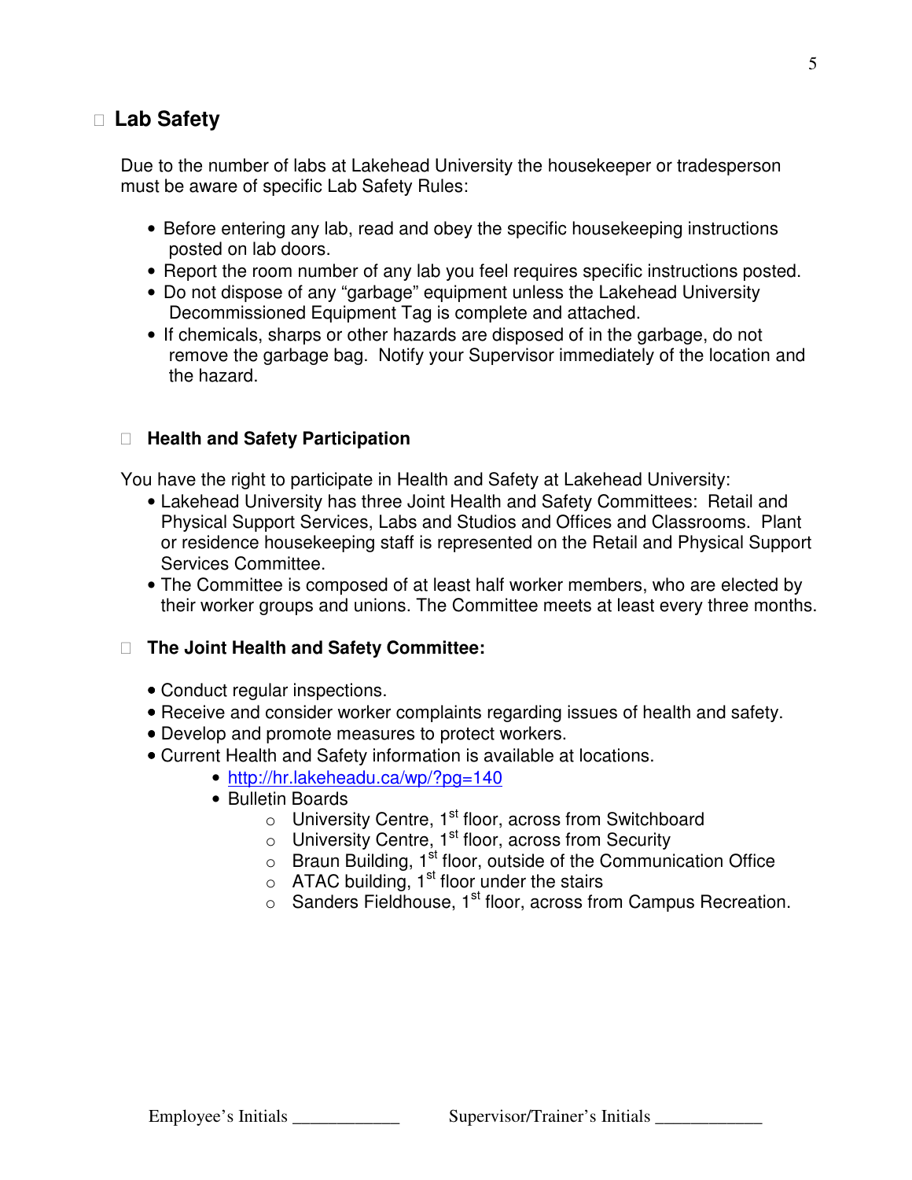## Lab Safety

Due to the number of labs at Lakehead University the housekeeper or tradesperson must be aware of specific Lab Safety Rules:

- Before entering any lab, read and obey the specific housekeeping instructions posted on lab doors.
- Report the room number of any lab you feel requires specific instructions posted.
- Do not dispose of any "garbage" equipment unless the Lakehead University Decommissioned Equipment Tag is complete and attached.
- If chemicals, sharps or other hazards are disposed of in the garbage, do not remove the garbage bag. Notify your Supervisor immediately of the location and the hazard.

### Health and Safety Participation

You have the right to participate in Health and Safety at Lakehead University:

- Lakehead University has three Joint Health and Safety Committees: Retail and Physical Support Services, Labs and Studios and Offices and Classrooms. Plant or residence housekeeping staff is represented on the Retail and Physical Support Services Committee.
- The Committee is composed of at least half worker members, who are elected by their worker groups and unions. The Committee meets at least every three months.

### The Joint Health and Safety Committee:

- Conduct regular inspections.
- Receive and consider worker complaints regarding issues of health and safety.
- Develop and promote measures to protect workers.
- Current Health and Safety information is available at locations.
  - http://hr.lakeheadu.ca/wp/?pg=140
  - Bulletin Boards
    - University Centre, 1st floor, across from Switchboard
    - University Centre, 1st floor, across from Security
    - Braun Building, 1st floor, outside of the Communication Office
    - ATAC building, 1st floor under the stairs
    - Sanders Fieldhouse, 1st floor, across from Campus Recreation.

Employee's Initials ____________ Supervisor/Trainer's Initials ____________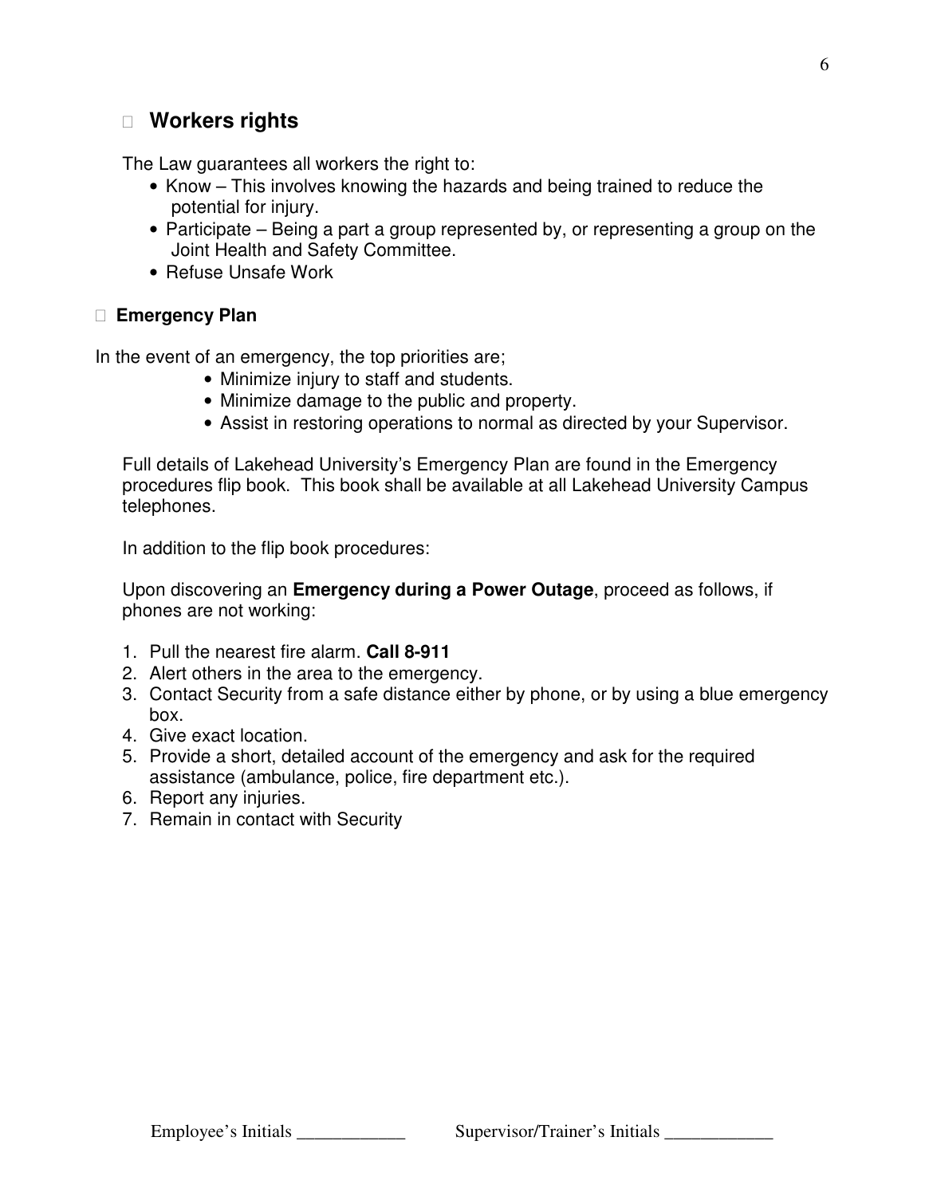## Workers rights

The Law guarantees all workers the right to:

- Know – This involves knowing the hazards and being trained to reduce the potential for injury.
- Participate – Being a part a group represented by, or representing a group on the Joint Health and Safety Committee.
- Refuse Unsafe Work

### Emergency Plan

In the event of an emergency, the top priorities are;

- Minimize injury to staff and students.
- Minimize damage to the public and property.
- Assist in restoring operations to normal as directed by your Supervisor.

Full details of Lakehead University's Emergency Plan are found in the Emergency procedures flip book. This book shall be available at all Lakehead University Campus telephones.

In addition to the flip book procedures:

Upon discovering an **Emergency during a Power Outage**, proceed as follows, if phones are not working:

1. Pull the nearest fire alarm. **Call 8-911**
2. Alert others in the area to the emergency.
3. Contact Security from a safe distance either by phone, or by using a blue emergency box.
4. Give exact location.
5. Provide a short, detailed account of the emergency and ask for the required assistance (ambulance, police, fire department etc.).
6. Report any injuries.
7. Remain in contact with Security

Employee's Initials ____________ Supervisor/Trainer's Initials ____________